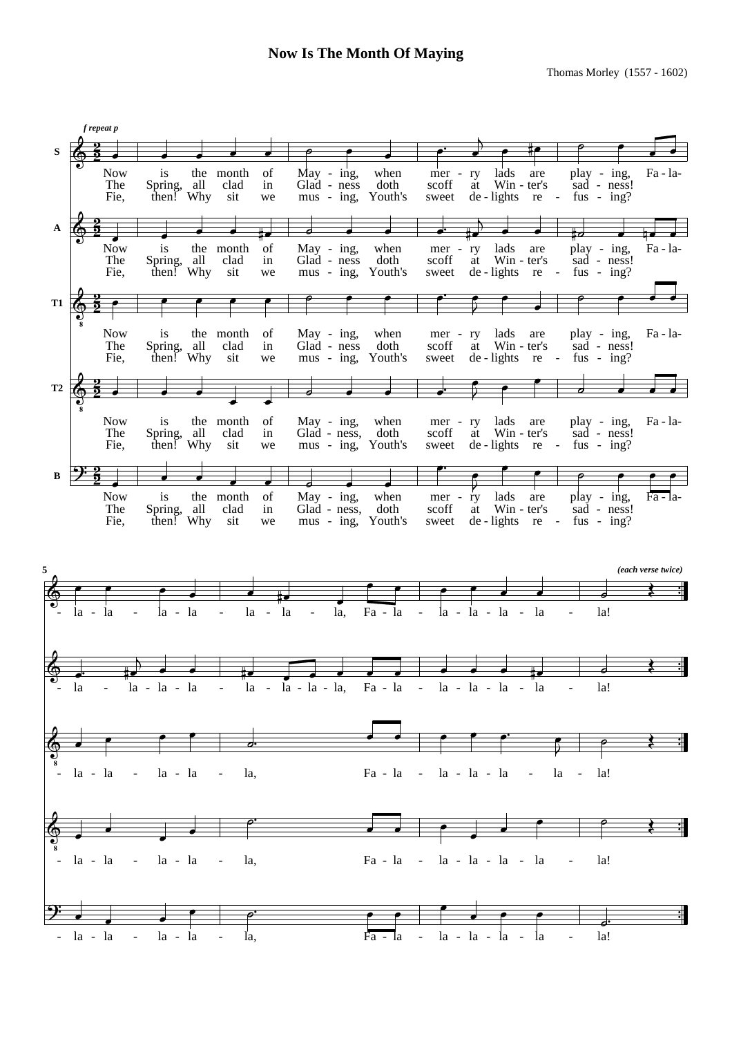# Now Is The Month Of Maying

Thomas Morley (1557 - 1602)

*f repeat p*

S / A / T1 / T2 / B

Now is the month of May - ing, when mer - ry lads are play - ing, Fa - la - la - la - la - la - la - la - la, Fa - la - la - la - la - la - la!

The Spring, all clad in Glad - ness doth scoff at Win - ter's sad - ness!

Fie, then! Why sit we mus - ing, Youth's sweet de - lights re - fus - ing?

*(each verse twice)*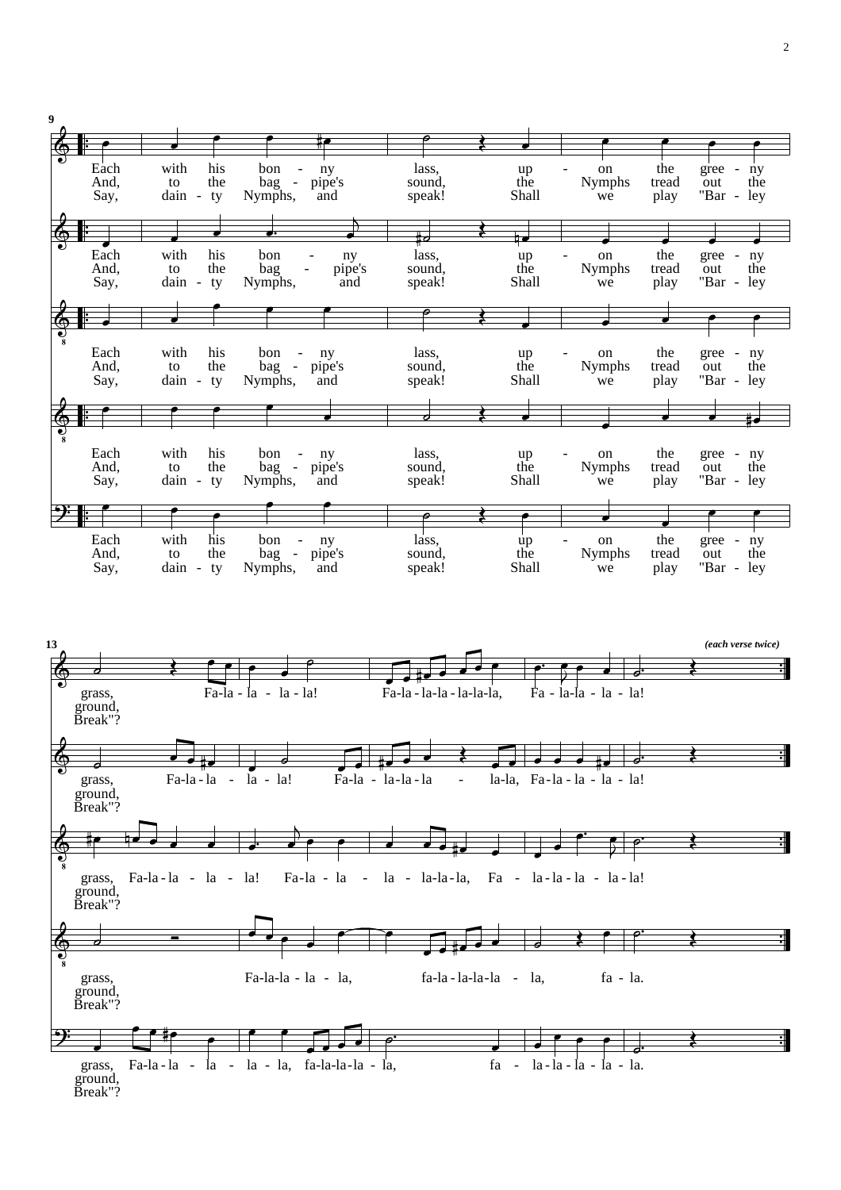9

Each with his bon - ny lass, up - on the gree - ny
And, to the bag - pipe's sound, the Nymphs tread out the
Say, dain - ty Nymphs, and speak! Shall we play "Bar - ley

13

*(each verse twice)*

grass, Fa-la - la - la - la! Fa-la - la-la - la-la-la, Fa - la-la - la - la!
ground,
Break"?

grass, Fa-la - la - la - la! Fa-la - la-la - la - la-la, Fa - la - la - la - la!
ground,
Break"?

grass, Fa-la - la - la - la! Fa-la - la - la - la-la-la, Fa - la - la - la - la - la!
ground,
Break"?

grass, Fa-la-la - la - la, fa-la - la-la-la - la, fa - la.
ground,
Break"?

grass, Fa-la - la - la - la - la, fa-la-la-la - la, fa - la - la - la - la - la.
ground,
Break"?